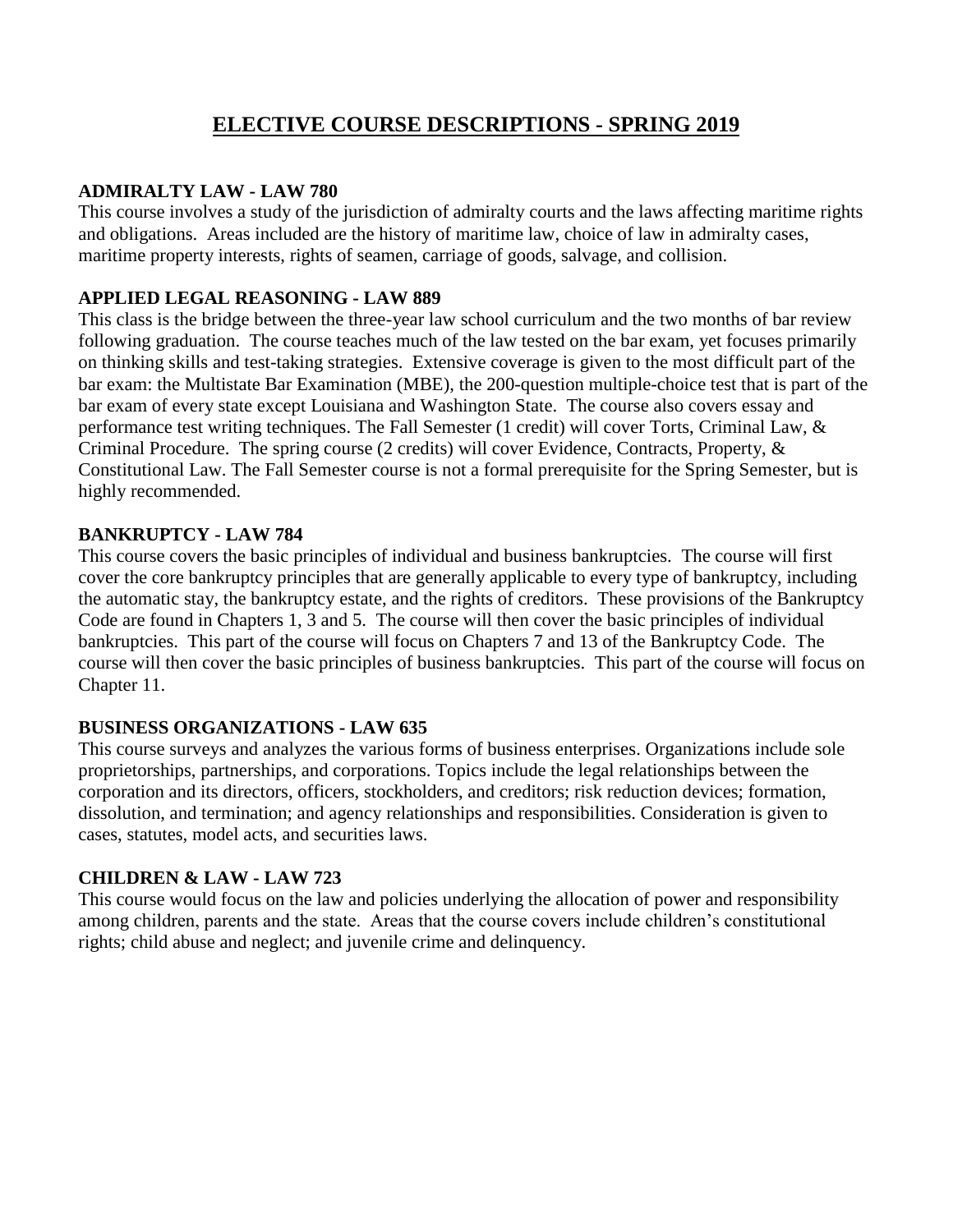# ELECTIVE COURSE DESCRIPTIONS - SPRING 2019

**ADMIRALTY LAW - LAW 780**

This course involves a study of the jurisdiction of admiralty courts and the laws affecting maritime rights and obligations. Areas included are the history of maritime law, choice of law in admiralty cases, maritime property interests, rights of seamen, carriage of goods, salvage, and collision.

**APPLIED LEGAL REASONING - LAW 889**

This class is the bridge between the three-year law school curriculum and the two months of bar review following graduation. The course teaches much of the law tested on the bar exam, yet focuses primarily on thinking skills and test-taking strategies. Extensive coverage is given to the most difficult part of the bar exam: the Multistate Bar Examination (MBE), the 200-question multiple-choice test that is part of the bar exam of every state except Louisiana and Washington State. The course also covers essay and performance test writing techniques. The Fall Semester (1 credit) will cover Torts, Criminal Law, & Criminal Procedure. The spring course (2 credits) will cover Evidence, Contracts, Property, & Constitutional Law. The Fall Semester course is not a formal prerequisite for the Spring Semester, but is highly recommended.

**BANKRUPTCY - LAW 784**

This course covers the basic principles of individual and business bankruptcies. The course will first cover the core bankruptcy principles that are generally applicable to every type of bankruptcy, including the automatic stay, the bankruptcy estate, and the rights of creditors. These provisions of the Bankruptcy Code are found in Chapters 1, 3 and 5. The course will then cover the basic principles of individual bankruptcies. This part of the course will focus on Chapters 7 and 13 of the Bankruptcy Code. The course will then cover the basic principles of business bankruptcies. This part of the course will focus on Chapter 11.

**BUSINESS ORGANIZATIONS - LAW 635**

This course surveys and analyzes the various forms of business enterprises. Organizations include sole proprietorships, partnerships, and corporations. Topics include the legal relationships between the corporation and its directors, officers, stockholders, and creditors; risk reduction devices; formation, dissolution, and termination; and agency relationships and responsibilities. Consideration is given to cases, statutes, model acts, and securities laws.

**CHILDREN & LAW - LAW 723**

This course would focus on the law and policies underlying the allocation of power and responsibility among children, parents and the state. Areas that the course covers include children's constitutional rights; child abuse and neglect; and juvenile crime and delinquency.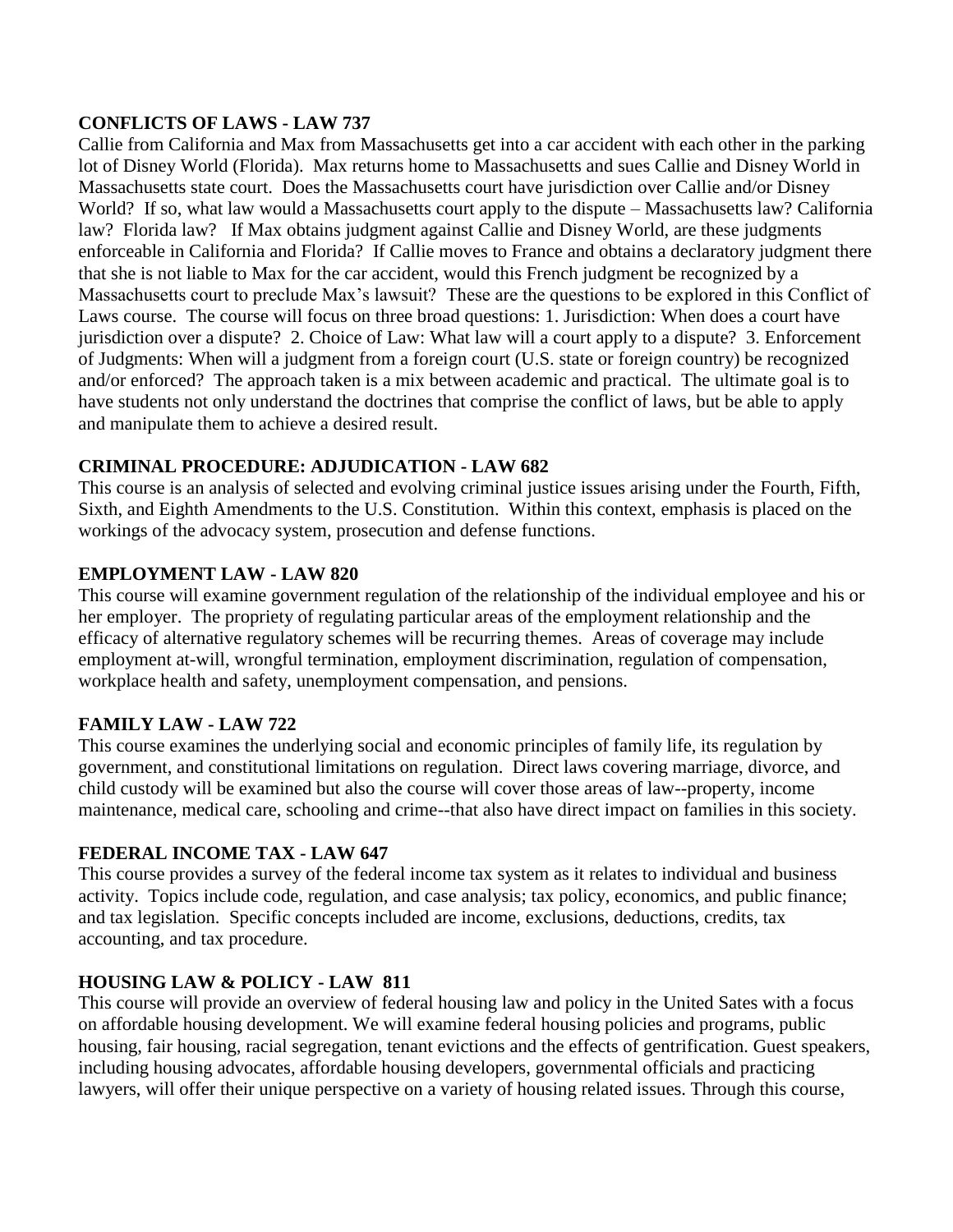**CONFLICTS OF LAWS - LAW 737**

Callie from California and Max from Massachusetts get into a car accident with each other in the parking lot of Disney World (Florida). Max returns home to Massachusetts and sues Callie and Disney World in Massachusetts state court. Does the Massachusetts court have jurisdiction over Callie and/or Disney World? If so, what law would a Massachusetts court apply to the dispute – Massachusetts law? California law? Florida law? If Max obtains judgment against Callie and Disney World, are these judgments enforceable in California and Florida? If Callie moves to France and obtains a declaratory judgment there that she is not liable to Max for the car accident, would this French judgment be recognized by a Massachusetts court to preclude Max's lawsuit? These are the questions to be explored in this Conflict of Laws course. The course will focus on three broad questions: 1. Jurisdiction: When does a court have jurisdiction over a dispute? 2. Choice of Law: What law will a court apply to a dispute? 3. Enforcement of Judgments: When will a judgment from a foreign court (U.S. state or foreign country) be recognized and/or enforced? The approach taken is a mix between academic and practical. The ultimate goal is to have students not only understand the doctrines that comprise the conflict of laws, but be able to apply and manipulate them to achieve a desired result.

**CRIMINAL PROCEDURE: ADJUDICATION - LAW 682**

This course is an analysis of selected and evolving criminal justice issues arising under the Fourth, Fifth, Sixth, and Eighth Amendments to the U.S. Constitution. Within this context, emphasis is placed on the workings of the advocacy system, prosecution and defense functions.

**EMPLOYMENT LAW - LAW 820**

This course will examine government regulation of the relationship of the individual employee and his or her employer. The propriety of regulating particular areas of the employment relationship and the efficacy of alternative regulatory schemes will be recurring themes. Areas of coverage may include employment at-will, wrongful termination, employment discrimination, regulation of compensation, workplace health and safety, unemployment compensation, and pensions.

**FAMILY LAW - LAW 722**

This course examines the underlying social and economic principles of family life, its regulation by government, and constitutional limitations on regulation. Direct laws covering marriage, divorce, and child custody will be examined but also the course will cover those areas of law--property, income maintenance, medical care, schooling and crime--that also have direct impact on families in this society.

**FEDERAL INCOME TAX - LAW 647**

This course provides a survey of the federal income tax system as it relates to individual and business activity. Topics include code, regulation, and case analysis; tax policy, economics, and public finance; and tax legislation. Specific concepts included are income, exclusions, deductions, credits, tax accounting, and tax procedure.

**HOUSING LAW & POLICY - LAW 811**

This course will provide an overview of federal housing law and policy in the United Sates with a focus on affordable housing development. We will examine federal housing policies and programs, public housing, fair housing, racial segregation, tenant evictions and the effects of gentrification. Guest speakers, including housing advocates, affordable housing developers, governmental officials and practicing lawyers, will offer their unique perspective on a variety of housing related issues. Through this course,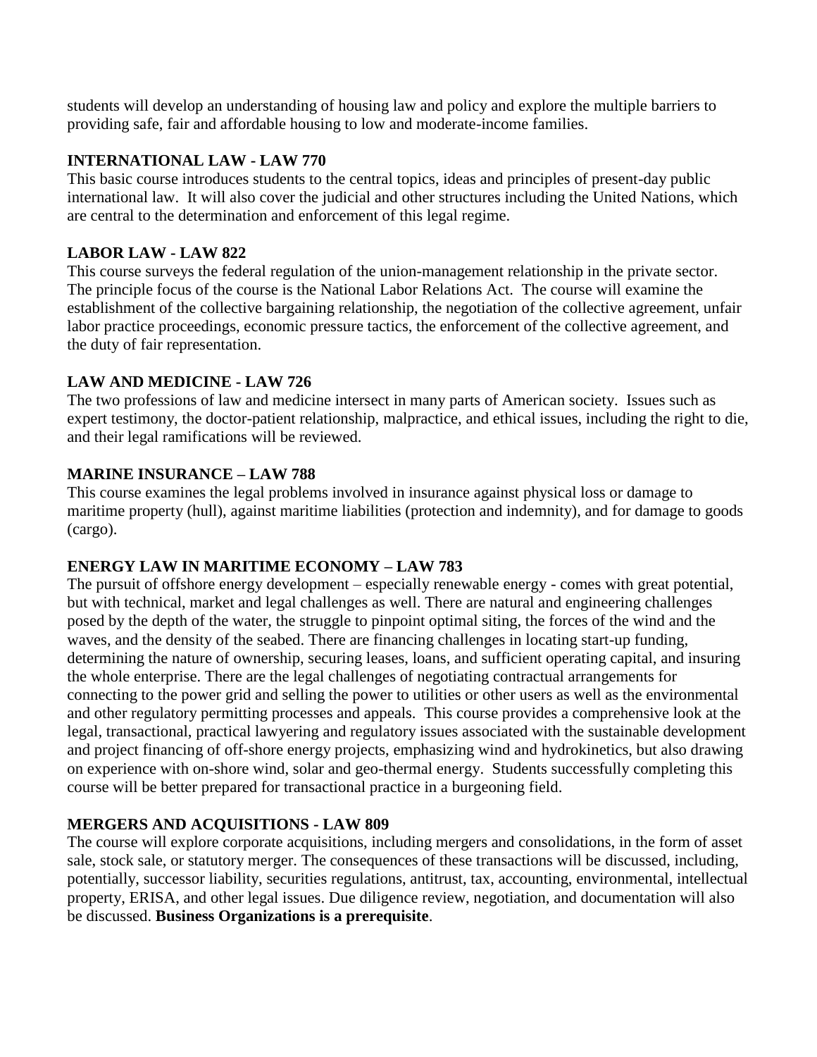students will develop an understanding of housing law and policy and explore the multiple barriers to providing safe, fair and affordable housing to low and moderate-income families.

### INTERNATIONAL LAW - LAW 770

This basic course introduces students to the central topics, ideas and principles of present-day public international law. It will also cover the judicial and other structures including the United Nations, which are central to the determination and enforcement of this legal regime.

### LABOR LAW - LAW 822

This course surveys the federal regulation of the union-management relationship in the private sector. The principle focus of the course is the National Labor Relations Act. The course will examine the establishment of the collective bargaining relationship, the negotiation of the collective agreement, unfair labor practice proceedings, economic pressure tactics, the enforcement of the collective agreement, and the duty of fair representation.

### LAW AND MEDICINE - LAW 726

The two professions of law and medicine intersect in many parts of American society. Issues such as expert testimony, the doctor-patient relationship, malpractice, and ethical issues, including the right to die, and their legal ramifications will be reviewed.

### MARINE INSURANCE – LAW 788

This course examines the legal problems involved in insurance against physical loss or damage to maritime property (hull), against maritime liabilities (protection and indemnity), and for damage to goods (cargo).

### ENERGY LAW IN MARITIME ECONOMY – LAW 783

The pursuit of offshore energy development – especially renewable energy - comes with great potential, but with technical, market and legal challenges as well. There are natural and engineering challenges posed by the depth of the water, the struggle to pinpoint optimal siting, the forces of the wind and the waves, and the density of the seabed. There are financing challenges in locating start-up funding, determining the nature of ownership, securing leases, loans, and sufficient operating capital, and insuring the whole enterprise. There are the legal challenges of negotiating contractual arrangements for connecting to the power grid and selling the power to utilities or other users as well as the environmental and other regulatory permitting processes and appeals. This course provides a comprehensive look at the legal, transactional, practical lawyering and regulatory issues associated with the sustainable development and project financing of off-shore energy projects, emphasizing wind and hydrokinetics, but also drawing on experience with on-shore wind, solar and geo-thermal energy. Students successfully completing this course will be better prepared for transactional practice in a burgeoning field.

### MERGERS AND ACQUISITIONS - LAW 809

The course will explore corporate acquisitions, including mergers and consolidations, in the form of asset sale, stock sale, or statutory merger. The consequences of these transactions will be discussed, including, potentially, successor liability, securities regulations, antitrust, tax, accounting, environmental, intellectual property, ERISA, and other legal issues. Due diligence review, negotiation, and documentation will also be discussed. **Business Organizations is a prerequisite**.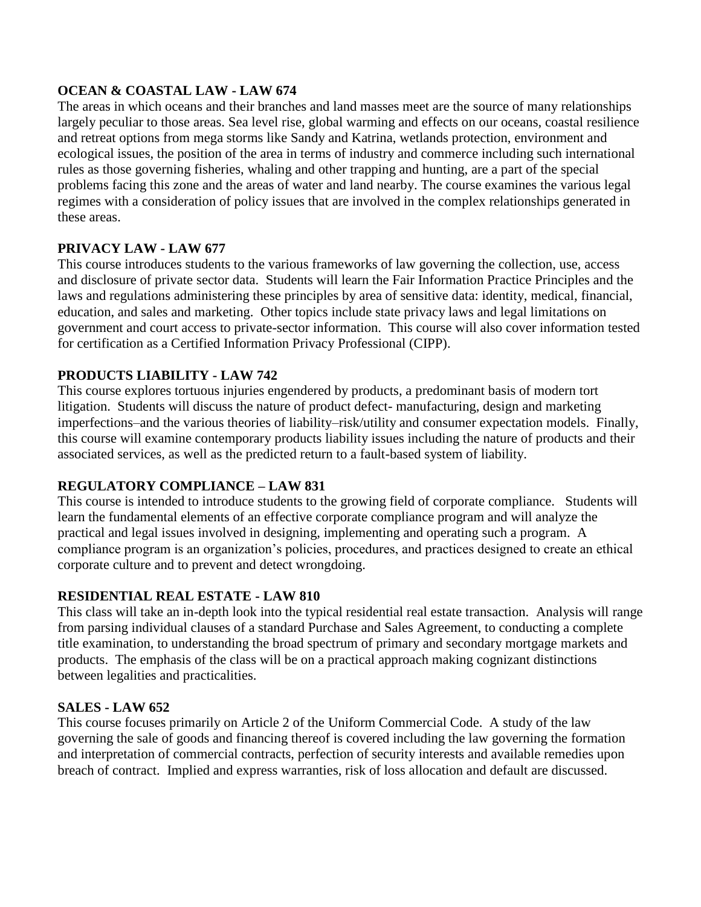**OCEAN & COASTAL LAW - LAW 674**

The areas in which oceans and their branches and land masses meet are the source of many relationships largely peculiar to those areas. Sea level rise, global warming and effects on our oceans, coastal resilience and retreat options from mega storms like Sandy and Katrina, wetlands protection, environment and ecological issues, the position of the area in terms of industry and commerce including such international rules as those governing fisheries, whaling and other trapping and hunting, are a part of the special problems facing this zone and the areas of water and land nearby. The course examines the various legal regimes with a consideration of policy issues that are involved in the complex relationships generated in these areas.

**PRIVACY LAW - LAW 677**

This course introduces students to the various frameworks of law governing the collection, use, access and disclosure of private sector data. Students will learn the Fair Information Practice Principles and the laws and regulations administering these principles by area of sensitive data: identity, medical, financial, education, and sales and marketing. Other topics include state privacy laws and legal limitations on government and court access to private-sector information. This course will also cover information tested for certification as a Certified Information Privacy Professional (CIPP).

**PRODUCTS LIABILITY - LAW 742**

This course explores tortuous injuries engendered by products, a predominant basis of modern tort litigation. Students will discuss the nature of product defect- manufacturing, design and marketing imperfections–and the various theories of liability–risk/utility and consumer expectation models. Finally, this course will examine contemporary products liability issues including the nature of products and their associated services, as well as the predicted return to a fault-based system of liability.

**REGULATORY COMPLIANCE – LAW 831**

This course is intended to introduce students to the growing field of corporate compliance. Students will learn the fundamental elements of an effective corporate compliance program and will analyze the practical and legal issues involved in designing, implementing and operating such a program. A compliance program is an organization's policies, procedures, and practices designed to create an ethical corporate culture and to prevent and detect wrongdoing.

**RESIDENTIAL REAL ESTATE - LAW 810**

This class will take an in-depth look into the typical residential real estate transaction. Analysis will range from parsing individual clauses of a standard Purchase and Sales Agreement, to conducting a complete title examination, to understanding the broad spectrum of primary and secondary mortgage markets and products. The emphasis of the class will be on a practical approach making cognizant distinctions between legalities and practicalities.

**SALES - LAW 652**

This course focuses primarily on Article 2 of the Uniform Commercial Code. A study of the law governing the sale of goods and financing thereof is covered including the law governing the formation and interpretation of commercial contracts, perfection of security interests and available remedies upon breach of contract. Implied and express warranties, risk of loss allocation and default are discussed.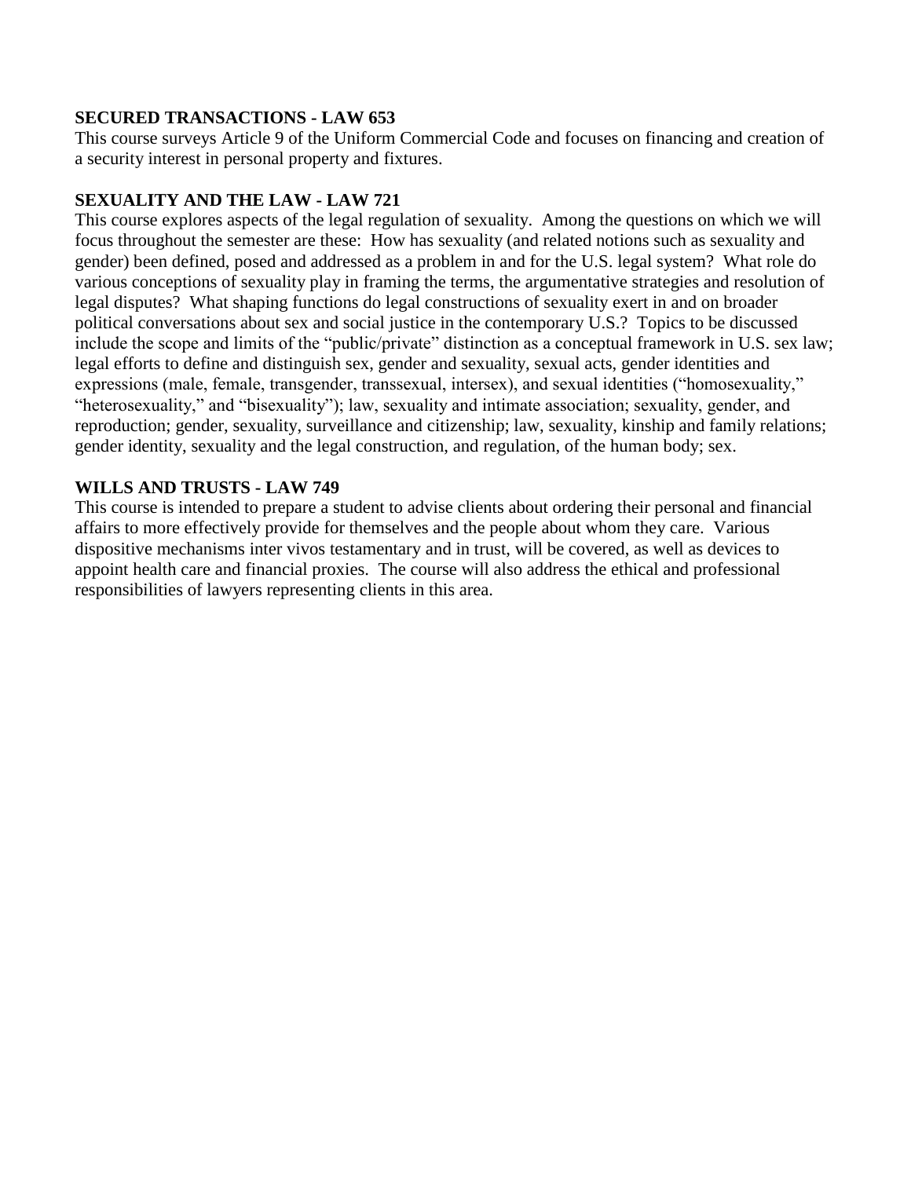**SECURED TRANSACTIONS - LAW 653**

This course surveys Article 9 of the Uniform Commercial Code and focuses on financing and creation of a security interest in personal property and fixtures.

**SEXUALITY AND THE LAW - LAW 721**

This course explores aspects of the legal regulation of sexuality. Among the questions on which we will focus throughout the semester are these: How has sexuality (and related notions such as sexuality and gender) been defined, posed and addressed as a problem in and for the U.S. legal system? What role do various conceptions of sexuality play in framing the terms, the argumentative strategies and resolution of legal disputes? What shaping functions do legal constructions of sexuality exert in and on broader political conversations about sex and social justice in the contemporary U.S.? Topics to be discussed include the scope and limits of the "public/private" distinction as a conceptual framework in U.S. sex law; legal efforts to define and distinguish sex, gender and sexuality, sexual acts, gender identities and expressions (male, female, transgender, transsexual, intersex), and sexual identities ("homosexuality," "heterosexuality," and "bisexuality"); law, sexuality and intimate association; sexuality, gender, and reproduction; gender, sexuality, surveillance and citizenship; law, sexuality, kinship and family relations; gender identity, sexuality and the legal construction, and regulation, of the human body; sex.

**WILLS AND TRUSTS - LAW 749**

This course is intended to prepare a student to advise clients about ordering their personal and financial affairs to more effectively provide for themselves and the people about whom they care. Various dispositive mechanisms inter vivos testamentary and in trust, will be covered, as well as devices to appoint health care and financial proxies. The course will also address the ethical and professional responsibilities of lawyers representing clients in this area.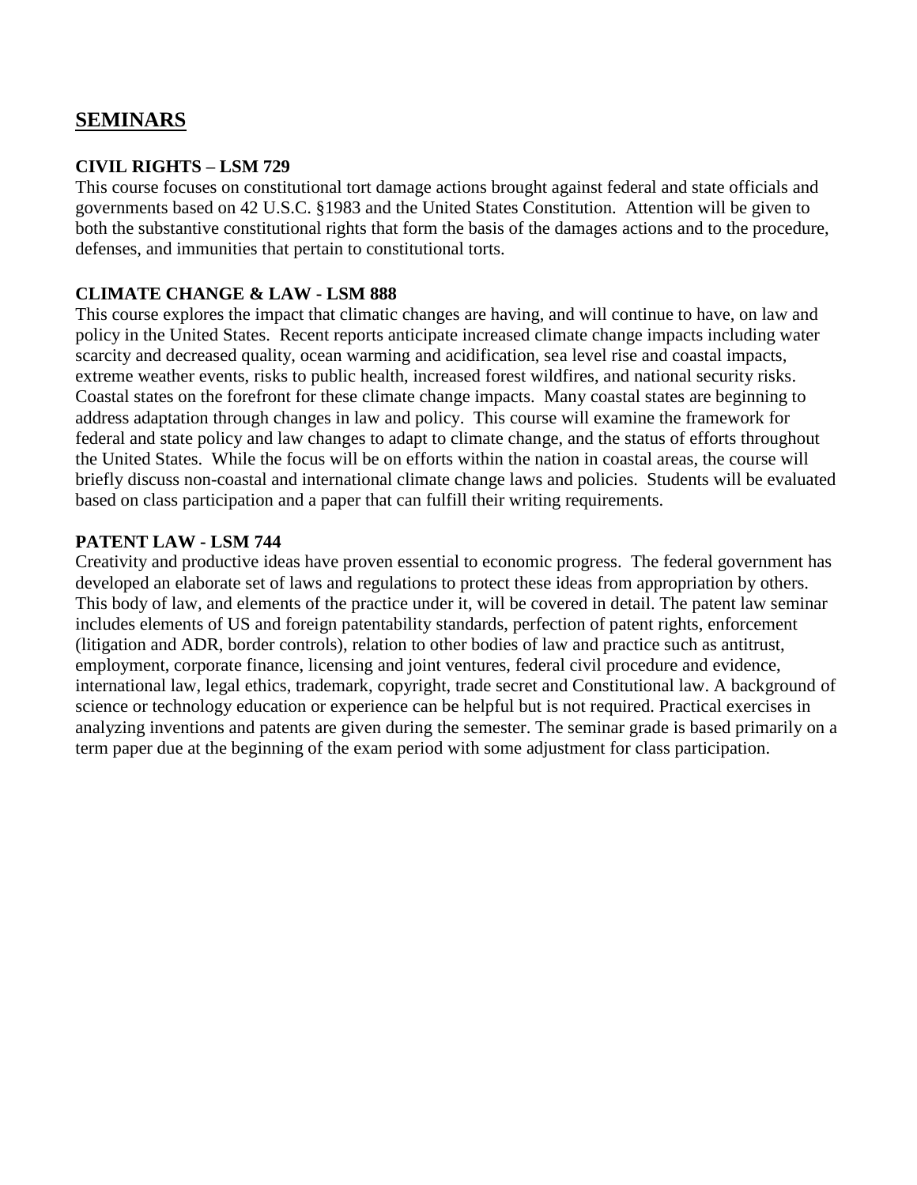## SEMINARS

### CIVIL RIGHTS – LSM 729

This course focuses on constitutional tort damage actions brought against federal and state officials and governments based on 42 U.S.C. §1983 and the United States Constitution. Attention will be given to both the substantive constitutional rights that form the basis of the damages actions and to the procedure, defenses, and immunities that pertain to constitutional torts.

### CLIMATE CHANGE & LAW - LSM 888

This course explores the impact that climatic changes are having, and will continue to have, on law and policy in the United States. Recent reports anticipate increased climate change impacts including water scarcity and decreased quality, ocean warming and acidification, sea level rise and coastal impacts, extreme weather events, risks to public health, increased forest wildfires, and national security risks. Coastal states on the forefront for these climate change impacts. Many coastal states are beginning to address adaptation through changes in law and policy. This course will examine the framework for federal and state policy and law changes to adapt to climate change, and the status of efforts throughout the United States. While the focus will be on efforts within the nation in coastal areas, the course will briefly discuss non-coastal and international climate change laws and policies. Students will be evaluated based on class participation and a paper that can fulfill their writing requirements.

### PATENT LAW - LSM 744

Creativity and productive ideas have proven essential to economic progress. The federal government has developed an elaborate set of laws and regulations to protect these ideas from appropriation by others. This body of law, and elements of the practice under it, will be covered in detail. The patent law seminar includes elements of US and foreign patentability standards, perfection of patent rights, enforcement (litigation and ADR, border controls), relation to other bodies of law and practice such as antitrust, employment, corporate finance, licensing and joint ventures, federal civil procedure and evidence, international law, legal ethics, trademark, copyright, trade secret and Constitutional law. A background of science or technology education or experience can be helpful but is not required. Practical exercises in analyzing inventions and patents are given during the semester. The seminar grade is based primarily on a term paper due at the beginning of the exam period with some adjustment for class participation.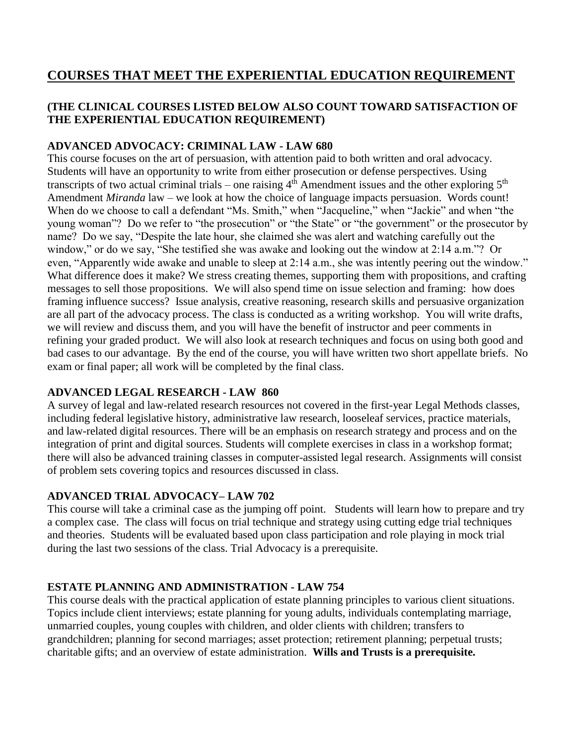# COURSES THAT MEET THE EXPERIENTIAL EDUCATION REQUIREMENT

**(THE CLINICAL COURSES LISTED BELOW ALSO COUNT TOWARD SATISFACTION OF THE EXPERIENTIAL EDUCATION REQUIREMENT)**

### ADVANCED ADVOCACY: CRIMINAL LAW - LAW 680

This course focuses on the art of persuasion, with attention paid to both written and oral advocacy. Students will have an opportunity to write from either prosecution or defense perspectives. Using transcripts of two actual criminal trials – one raising 4th Amendment issues and the other exploring 5th Amendment *Miranda* law – we look at how the choice of language impacts persuasion. Words count! When do we choose to call a defendant "Ms. Smith," when "Jacqueline," when "Jackie" and when "the young woman"? Do we refer to "the prosecution" or "the State" or "the government" or the prosecutor by name? Do we say, "Despite the late hour, she claimed she was alert and watching carefully out the window," or do we say, "She testified she was awake and looking out the window at 2:14 a.m."? Or even, "Apparently wide awake and unable to sleep at 2:14 a.m., she was intently peering out the window." What difference does it make? We stress creating themes, supporting them with propositions, and crafting messages to sell those propositions. We will also spend time on issue selection and framing: how does framing influence success? Issue analysis, creative reasoning, research skills and persuasive organization are all part of the advocacy process. The class is conducted as a writing workshop. You will write drafts, we will review and discuss them, and you will have the benefit of instructor and peer comments in refining your graded product. We will also look at research techniques and focus on using both good and bad cases to our advantage. By the end of the course, you will have written two short appellate briefs. No exam or final paper; all work will be completed by the final class.

### ADVANCED LEGAL RESEARCH - LAW 860

A survey of legal and law-related research resources not covered in the first-year Legal Methods classes, including federal legislative history, administrative law research, looseleaf services, practice materials, and law-related digital resources. There will be an emphasis on research strategy and process and on the integration of print and digital sources. Students will complete exercises in class in a workshop format; there will also be advanced training classes in computer-assisted legal research. Assignments will consist of problem sets covering topics and resources discussed in class.

### ADVANCED TRIAL ADVOCACY– LAW 702

This course will take a criminal case as the jumping off point. Students will learn how to prepare and try a complex case. The class will focus on trial technique and strategy using cutting edge trial techniques and theories. Students will be evaluated based upon class participation and role playing in mock trial during the last two sessions of the class. Trial Advocacy is a prerequisite.

### ESTATE PLANNING AND ADMINISTRATION - LAW 754

This course deals with the practical application of estate planning principles to various client situations. Topics include client interviews; estate planning for young adults, individuals contemplating marriage, unmarried couples, young couples with children, and older clients with children; transfers to grandchildren; planning for second marriages; asset protection; retirement planning; perpetual trusts; charitable gifts; and an overview of estate administration. **Wills and Trusts is a prerequisite.**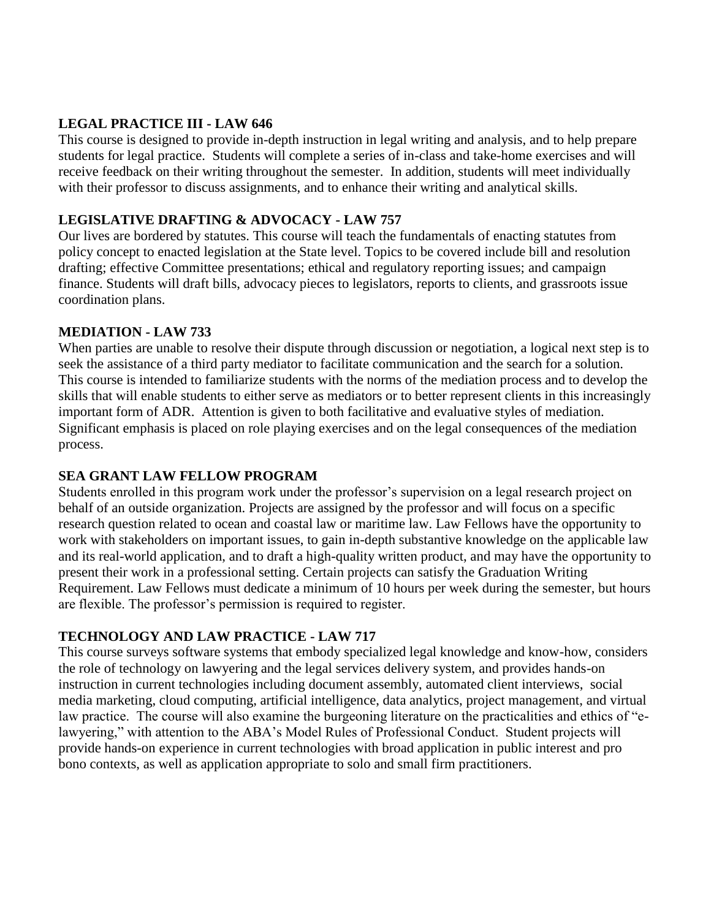**LEGAL PRACTICE III - LAW 646**

This course is designed to provide in-depth instruction in legal writing and analysis, and to help prepare students for legal practice. Students will complete a series of in-class and take-home exercises and will receive feedback on their writing throughout the semester. In addition, students will meet individually with their professor to discuss assignments, and to enhance their writing and analytical skills.

**LEGISLATIVE DRAFTING & ADVOCACY - LAW 757**

Our lives are bordered by statutes. This course will teach the fundamentals of enacting statutes from policy concept to enacted legislation at the State level. Topics to be covered include bill and resolution drafting; effective Committee presentations; ethical and regulatory reporting issues; and campaign finance. Students will draft bills, advocacy pieces to legislators, reports to clients, and grassroots issue coordination plans.

**MEDIATION - LAW 733**

When parties are unable to resolve their dispute through discussion or negotiation, a logical next step is to seek the assistance of a third party mediator to facilitate communication and the search for a solution. This course is intended to familiarize students with the norms of the mediation process and to develop the skills that will enable students to either serve as mediators or to better represent clients in this increasingly important form of ADR. Attention is given to both facilitative and evaluative styles of mediation. Significant emphasis is placed on role playing exercises and on the legal consequences of the mediation process.

**SEA GRANT LAW FELLOW PROGRAM**

Students enrolled in this program work under the professor's supervision on a legal research project on behalf of an outside organization. Projects are assigned by the professor and will focus on a specific research question related to ocean and coastal law or maritime law. Law Fellows have the opportunity to work with stakeholders on important issues, to gain in-depth substantive knowledge on the applicable law and its real-world application, and to draft a high-quality written product, and may have the opportunity to present their work in a professional setting. Certain projects can satisfy the Graduation Writing Requirement. Law Fellows must dedicate a minimum of 10 hours per week during the semester, but hours are flexible. The professor's permission is required to register.

**TECHNOLOGY AND LAW PRACTICE - LAW 717**

This course surveys software systems that embody specialized legal knowledge and know-how, considers the role of technology on lawyering and the legal services delivery system, and provides hands-on instruction in current technologies including document assembly, automated client interviews, social media marketing, cloud computing, artificial intelligence, data analytics, project management, and virtual law practice. The course will also examine the burgeoning literature on the practicalities and ethics of "e-lawyering," with attention to the ABA's Model Rules of Professional Conduct. Student projects will provide hands-on experience in current technologies with broad application in public interest and pro bono contexts, as well as application appropriate to solo and small firm practitioners.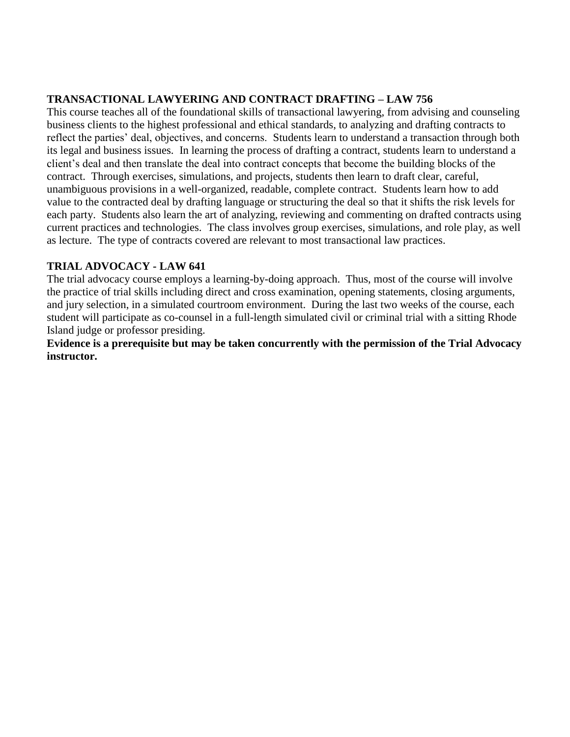**TRANSACTIONAL LAWYERING AND CONTRACT DRAFTING – LAW 756**

This course teaches all of the foundational skills of transactional lawyering, from advising and counseling business clients to the highest professional and ethical standards, to analyzing and drafting contracts to reflect the parties' deal, objectives, and concerns. Students learn to understand a transaction through both its legal and business issues. In learning the process of drafting a contract, students learn to understand a client's deal and then translate the deal into contract concepts that become the building blocks of the contract. Through exercises, simulations, and projects, students then learn to draft clear, careful, unambiguous provisions in a well-organized, readable, complete contract. Students learn how to add value to the contracted deal by drafting language or structuring the deal so that it shifts the risk levels for each party. Students also learn the art of analyzing, reviewing and commenting on drafted contracts using current practices and technologies. The class involves group exercises, simulations, and role play, as well as lecture. The type of contracts covered are relevant to most transactional law practices.

**TRIAL ADVOCACY - LAW 641**

The trial advocacy course employs a learning-by-doing approach. Thus, most of the course will involve the practice of trial skills including direct and cross examination, opening statements, closing arguments, and jury selection, in a simulated courtroom environment. During the last two weeks of the course, each student will participate as co-counsel in a full-length simulated civil or criminal trial with a sitting Rhode Island judge or professor presiding.

**Evidence is a prerequisite but may be taken concurrently with the permission of the Trial Advocacy instructor.**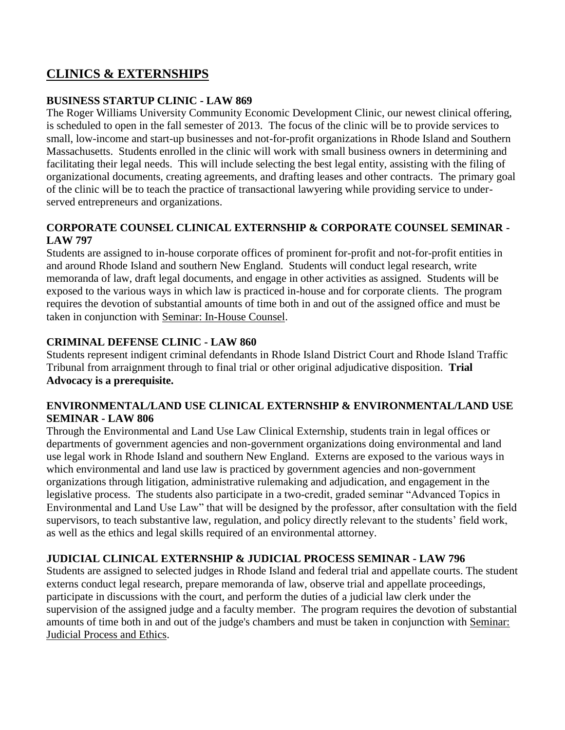# CLINICS & EXTERNSHIPS

### BUSINESS STARTUP CLINIC - LAW 869

The Roger Williams University Community Economic Development Clinic, our newest clinical offering, is scheduled to open in the fall semester of 2013. The focus of the clinic will be to provide services to small, low-income and start-up businesses and not-for-profit organizations in Rhode Island and Southern Massachusetts. Students enrolled in the clinic will work with small business owners in determining and facilitating their legal needs. This will include selecting the best legal entity, assisting with the filing of organizational documents, creating agreements, and drafting leases and other contracts. The primary goal of the clinic will be to teach the practice of transactional lawyering while providing service to under-served entrepreneurs and organizations.

### CORPORATE COUNSEL CLINICAL EXTERNSHIP & CORPORATE COUNSEL SEMINAR - LAW 797

Students are assigned to in-house corporate offices of prominent for-profit and not-for-profit entities in and around Rhode Island and southern New England. Students will conduct legal research, write memoranda of law, draft legal documents, and engage in other activities as assigned. Students will be exposed to the various ways in which law is practiced in-house and for corporate clients. The program requires the devotion of substantial amounts of time both in and out of the assigned office and must be taken in conjunction with Seminar: In-House Counsel.

### CRIMINAL DEFENSE CLINIC - LAW 860

Students represent indigent criminal defendants in Rhode Island District Court and Rhode Island Traffic Tribunal from arraignment through to final trial or other original adjudicative disposition. **Trial Advocacy is a prerequisite.**

### ENVIRONMENTAL/LAND USE CLINICAL EXTERNSHIP & ENVIRONMENTAL/LAND USE SEMINAR - LAW 806

Through the Environmental and Land Use Law Clinical Externship, students train in legal offices or departments of government agencies and non-government organizations doing environmental and land use legal work in Rhode Island and southern New England. Externs are exposed to the various ways in which environmental and land use law is practiced by government agencies and non-government organizations through litigation, administrative rulemaking and adjudication, and engagement in the legislative process. The students also participate in a two-credit, graded seminar "Advanced Topics in Environmental and Land Use Law" that will be designed by the professor, after consultation with the field supervisors, to teach substantive law, regulation, and policy directly relevant to the students' field work, as well as the ethics and legal skills required of an environmental attorney.

### JUDICIAL CLINICAL EXTERNSHIP & JUDICIAL PROCESS SEMINAR - LAW 796

Students are assigned to selected judges in Rhode Island and federal trial and appellate courts. The student externs conduct legal research, prepare memoranda of law, observe trial and appellate proceedings, participate in discussions with the court, and perform the duties of a judicial law clerk under the supervision of the assigned judge and a faculty member. The program requires the devotion of substantial amounts of time both in and out of the judge's chambers and must be taken in conjunction with Seminar: Judicial Process and Ethics.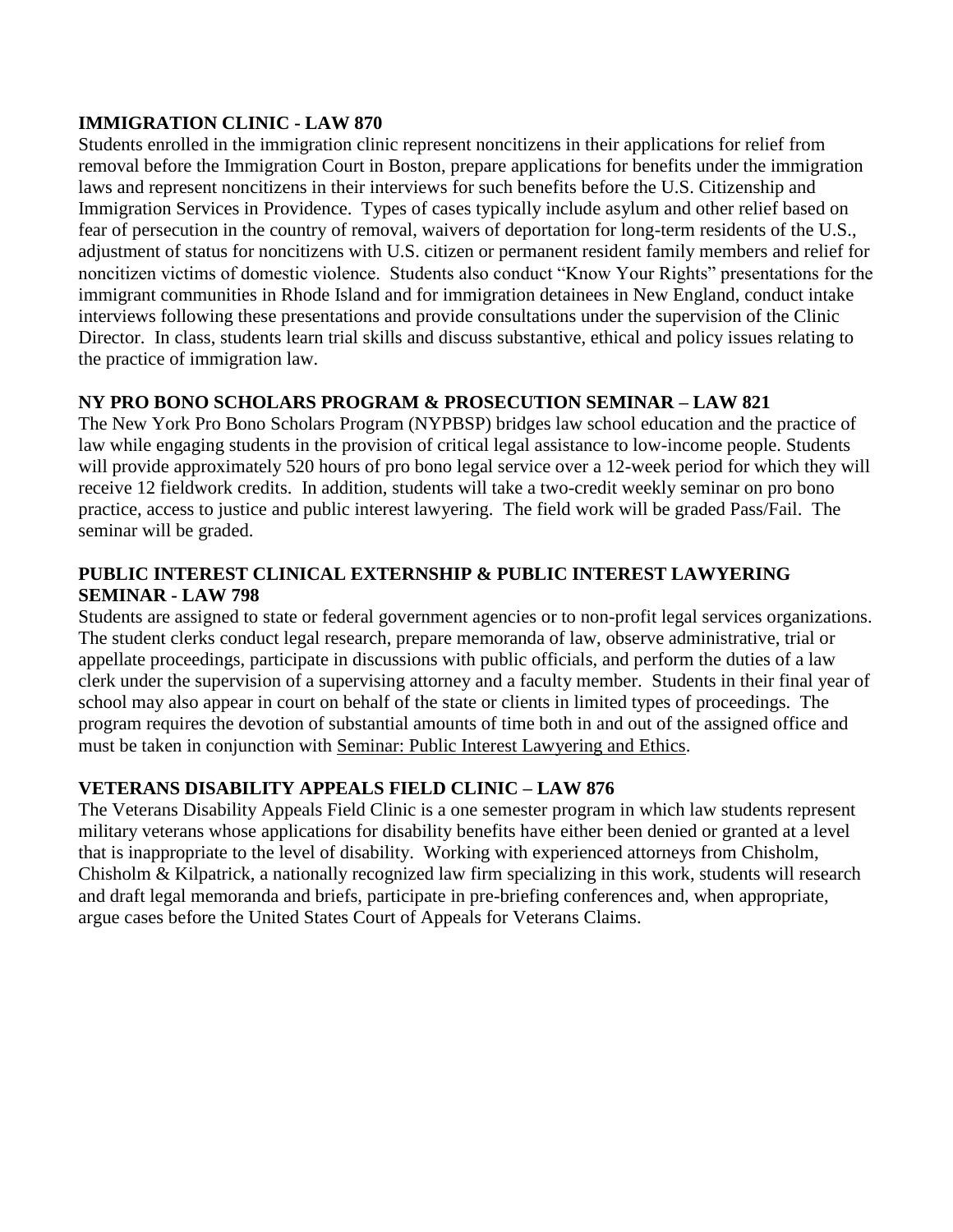**IMMIGRATION CLINIC - LAW 870**

Students enrolled in the immigration clinic represent noncitizens in their applications for relief from removal before the Immigration Court in Boston, prepare applications for benefits under the immigration laws and represent noncitizens in their interviews for such benefits before the U.S. Citizenship and Immigration Services in Providence. Types of cases typically include asylum and other relief based on fear of persecution in the country of removal, waivers of deportation for long-term residents of the U.S., adjustment of status for noncitizens with U.S. citizen or permanent resident family members and relief for noncitizen victims of domestic violence. Students also conduct "Know Your Rights" presentations for the immigrant communities in Rhode Island and for immigration detainees in New England, conduct intake interviews following these presentations and provide consultations under the supervision of the Clinic Director. In class, students learn trial skills and discuss substantive, ethical and policy issues relating to the practice of immigration law.

**NY PRO BONO SCHOLARS PROGRAM & PROSECUTION SEMINAR – LAW 821**

The New York Pro Bono Scholars Program (NYPBSP) bridges law school education and the practice of law while engaging students in the provision of critical legal assistance to low-income people. Students will provide approximately 520 hours of pro bono legal service over a 12-week period for which they will receive 12 fieldwork credits. In addition, students will take a two-credit weekly seminar on pro bono practice, access to justice and public interest lawyering. The field work will be graded Pass/Fail. The seminar will be graded.

**PUBLIC INTEREST CLINICAL EXTERNSHIP & PUBLIC INTEREST LAWYERING SEMINAR - LAW 798**

Students are assigned to state or federal government agencies or to non-profit legal services organizations. The student clerks conduct legal research, prepare memoranda of law, observe administrative, trial or appellate proceedings, participate in discussions with public officials, and perform the duties of a law clerk under the supervision of a supervising attorney and a faculty member. Students in their final year of school may also appear in court on behalf of the state or clients in limited types of proceedings. The program requires the devotion of substantial amounts of time both in and out of the assigned office and must be taken in conjunction with Seminar: Public Interest Lawyering and Ethics.

**VETERANS DISABILITY APPEALS FIELD CLINIC – LAW 876**

The Veterans Disability Appeals Field Clinic is a one semester program in which law students represent military veterans whose applications for disability benefits have either been denied or granted at a level that is inappropriate to the level of disability. Working with experienced attorneys from Chisholm, Chisholm & Kilpatrick, a nationally recognized law firm specializing in this work, students will research and draft legal memoranda and briefs, participate in pre-briefing conferences and, when appropriate, argue cases before the United States Court of Appeals for Veterans Claims.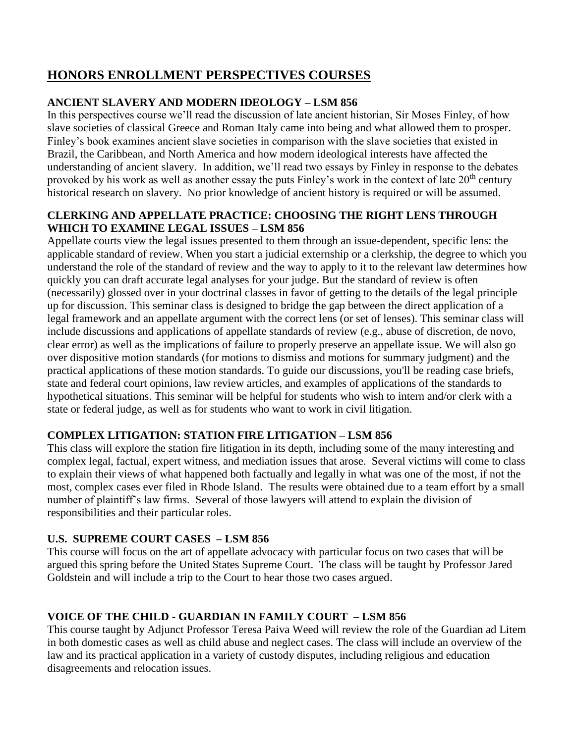# HONORS ENROLLMENT PERSPECTIVES COURSES

### ANCIENT SLAVERY AND MODERN IDEOLOGY – LSM 856

In this perspectives course we'll read the discussion of late ancient historian, Sir Moses Finley, of how slave societies of classical Greece and Roman Italy came into being and what allowed them to prosper. Finley's book examines ancient slave societies in comparison with the slave societies that existed in Brazil, the Caribbean, and North America and how modern ideological interests have affected the understanding of ancient slavery. In addition, we'll read two essays by Finley in response to the debates provoked by his work as well as another essay the puts Finley's work in the context of late 20th century historical research on slavery. No prior knowledge of ancient history is required or will be assumed.

### CLERKING AND APPELLATE PRACTICE: CHOOSING THE RIGHT LENS THROUGH WHICH TO EXAMINE LEGAL ISSUES – LSM 856

Appellate courts view the legal issues presented to them through an issue-dependent, specific lens: the applicable standard of review. When you start a judicial externship or a clerkship, the degree to which you understand the role of the standard of review and the way to apply to it to the relevant law determines how quickly you can draft accurate legal analyses for your judge. But the standard of review is often (necessarily) glossed over in your doctrinal classes in favor of getting to the details of the legal principle up for discussion. This seminar class is designed to bridge the gap between the direct application of a legal framework and an appellate argument with the correct lens (or set of lenses). This seminar class will include discussions and applications of appellate standards of review (e.g., abuse of discretion, de novo, clear error) as well as the implications of failure to properly preserve an appellate issue. We will also go over dispositive motion standards (for motions to dismiss and motions for summary judgment) and the practical applications of these motion standards. To guide our discussions, you'll be reading case briefs, state and federal court opinions, law review articles, and examples of applications of the standards to hypothetical situations. This seminar will be helpful for students who wish to intern and/or clerk with a state or federal judge, as well as for students who want to work in civil litigation.

### COMPLEX LITIGATION: STATION FIRE LITIGATION – LSM 856

This class will explore the station fire litigation in its depth, including some of the many interesting and complex legal, factual, expert witness, and mediation issues that arose. Several victims will come to class to explain their views of what happened both factually and legally in what was one of the most, if not the most, complex cases ever filed in Rhode Island. The results were obtained due to a team effort by a small number of plaintiff's law firms. Several of those lawyers will attend to explain the division of responsibilities and their particular roles.

### U.S. SUPREME COURT CASES – LSM 856

This course will focus on the art of appellate advocacy with particular focus on two cases that will be argued this spring before the United States Supreme Court. The class will be taught by Professor Jared Goldstein and will include a trip to the Court to hear those two cases argued.

### VOICE OF THE CHILD - GUARDIAN IN FAMILY COURT – LSM 856

This course taught by Adjunct Professor Teresa Paiva Weed will review the role of the Guardian ad Litem in both domestic cases as well as child abuse and neglect cases. The class will include an overview of the law and its practical application in a variety of custody disputes, including religious and education disagreements and relocation issues.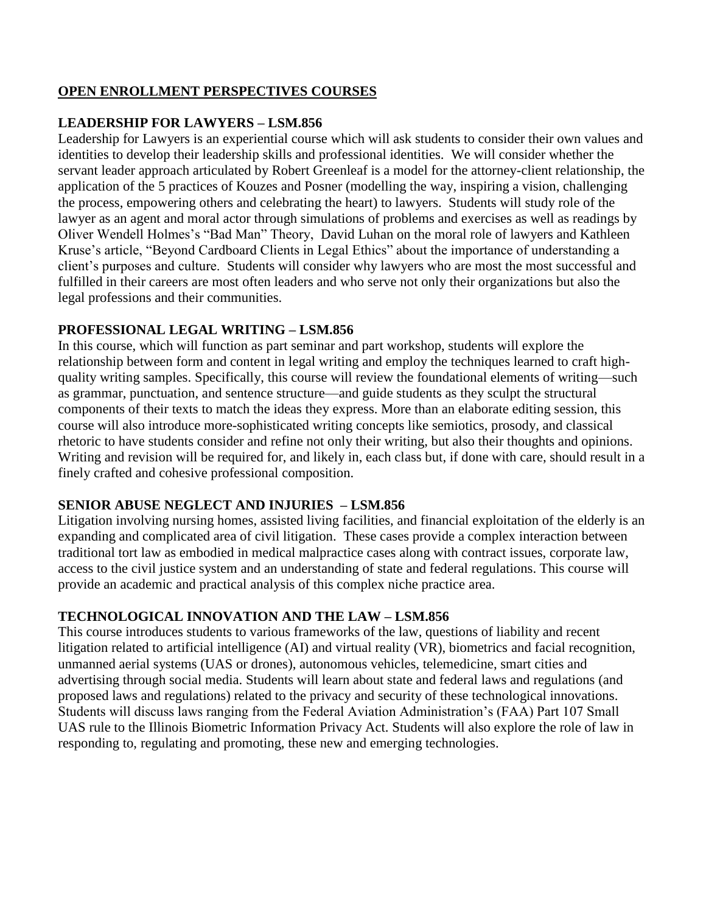## OPEN ENROLLMENT PERSPECTIVES COURSES

### LEADERSHIP FOR LAWYERS – LSM.856

Leadership for Lawyers is an experiential course which will ask students to consider their own values and identities to develop their leadership skills and professional identities. We will consider whether the servant leader approach articulated by Robert Greenleaf is a model for the attorney-client relationship, the application of the 5 practices of Kouzes and Posner (modelling the way, inspiring a vision, challenging the process, empowering others and celebrating the heart) to lawyers. Students will study role of the lawyer as an agent and moral actor through simulations of problems and exercises as well as readings by Oliver Wendell Holmes's "Bad Man" Theory, David Luhan on the moral role of lawyers and Kathleen Kruse's article, "Beyond Cardboard Clients in Legal Ethics" about the importance of understanding a client's purposes and culture. Students will consider why lawyers who are most the most successful and fulfilled in their careers are most often leaders and who serve not only their organizations but also the legal professions and their communities.

### PROFESSIONAL LEGAL WRITING – LSM.856

In this course, which will function as part seminar and part workshop, students will explore the relationship between form and content in legal writing and employ the techniques learned to craft high-quality writing samples. Specifically, this course will review the foundational elements of writing—such as grammar, punctuation, and sentence structure—and guide students as they sculpt the structural components of their texts to match the ideas they express. More than an elaborate editing session, this course will also introduce more-sophisticated writing concepts like semiotics, prosody, and classical rhetoric to have students consider and refine not only their writing, but also their thoughts and opinions. Writing and revision will be required for, and likely in, each class but, if done with care, should result in a finely crafted and cohesive professional composition.

### SENIOR ABUSE NEGLECT AND INJURIES – LSM.856

Litigation involving nursing homes, assisted living facilities, and financial exploitation of the elderly is an expanding and complicated area of civil litigation. These cases provide a complex interaction between traditional tort law as embodied in medical malpractice cases along with contract issues, corporate law, access to the civil justice system and an understanding of state and federal regulations. This course will provide an academic and practical analysis of this complex niche practice area.

### TECHNOLOGICAL INNOVATION AND THE LAW – LSM.856

This course introduces students to various frameworks of the law, questions of liability and recent litigation related to artificial intelligence (AI) and virtual reality (VR), biometrics and facial recognition, unmanned aerial systems (UAS or drones), autonomous vehicles, telemedicine, smart cities and advertising through social media. Students will learn about state and federal laws and regulations (and proposed laws and regulations) related to the privacy and security of these technological innovations. Students will discuss laws ranging from the Federal Aviation Administration's (FAA) Part 107 Small UAS rule to the Illinois Biometric Information Privacy Act. Students will also explore the role of law in responding to, regulating and promoting, these new and emerging technologies.